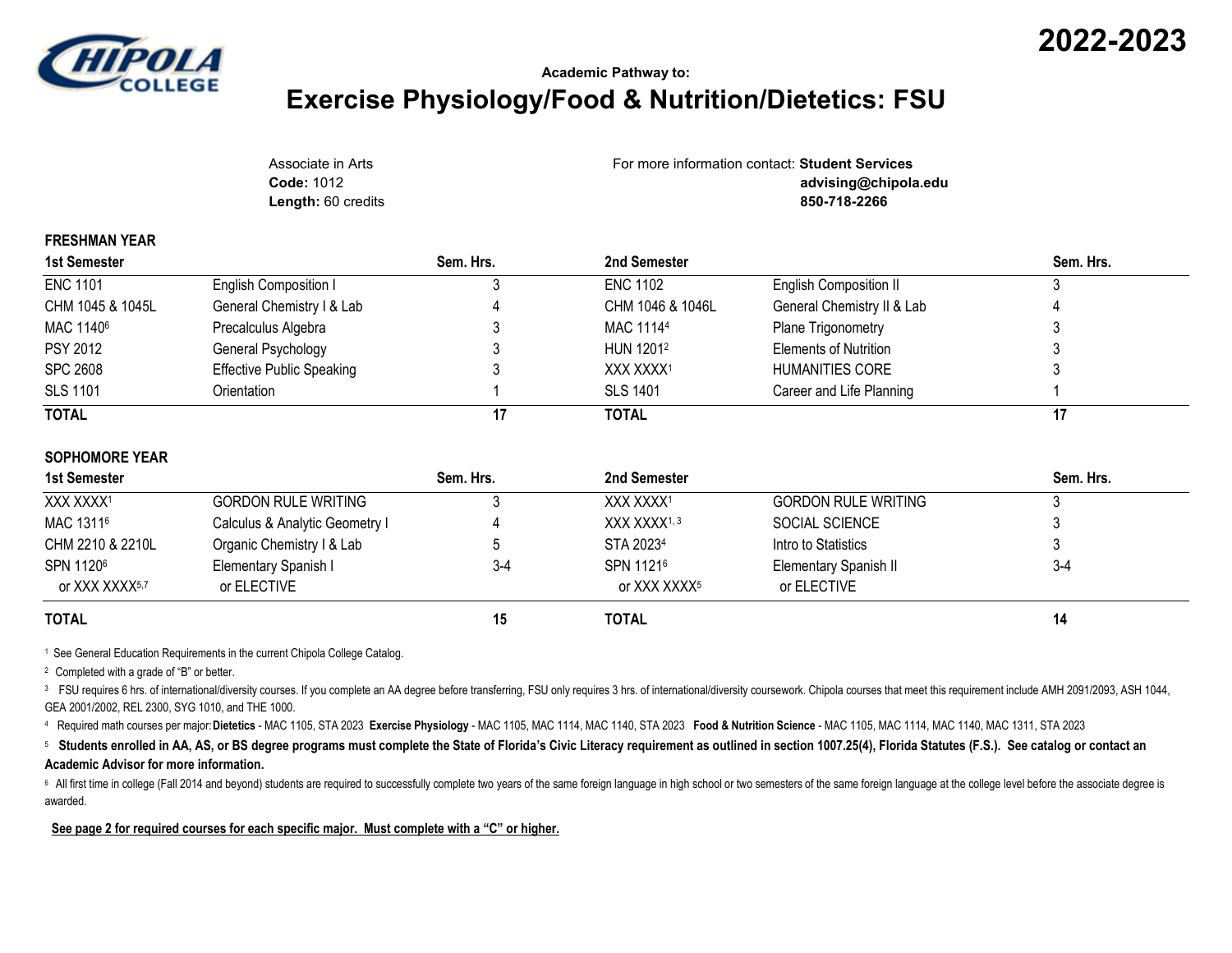**2022-2023**

Academic Pathway to:

# Exercise Physiology/Food & Nutrition/Dietetics: FSU

Associate in Arts
**Code:** 1012
**Length:** 60 credits

For more information contact: **Student Services**
**advising@chipola.edu**
**850-718-2266**

## FRESHMAN YEAR

| 1st Semester | | Sem. Hrs. | 2nd Semester | | Sem. Hrs. |
|---|---|---|---|---|---|
| ENC 1101 | English Composition I | 3 | ENC 1102 | English Composition II | 3 |
| CHM 1045 & 1045L | General Chemistry I & Lab | 4 | CHM 1046 & 1046L | General Chemistry II & Lab | 4 |
| MAC 1140[6] | Precalculus Algebra | 3 | MAC 1114[4] | Plane Trigonometry | 3 |
| PSY 2012 | General Psychology | 3 | HUN 1201[2] | Elements of Nutrition | 3 |
| SPC 2608 | Effective Public Speaking | 3 | XXX XXXX[1] | HUMANITIES CORE | 3 |
| SLS 1101 | Orientation | 1 | SLS 1401 | Career and Life Planning | 1 |
| **TOTAL** | | **17** | **TOTAL** | | **17** |

## SOPHOMORE YEAR

| 1st Semester | | Sem. Hrs. | 2nd Semester | | Sem. Hrs. |
|---|---|---|---|---|---|
| XXX XXXX[1] | GORDON RULE WRITING | 3 | XXX XXXX[1] | GORDON RULE WRITING | 3 |
| MAC 1311[6] | Calculus & Analytic Geometry I | 4 | XXX XXXX[1, 3] | SOCIAL SCIENCE | 3 |
| CHM 2210 & 2210L | Organic Chemistry I & Lab | 5 | STA 2023[4] | Intro to Statistics | 3 |
| SPN 1120[6] or XXX XXXX[5,7] | Elementary Spanish I or ELECTIVE | 3-4 | SPN 1121[6] or XXX XXXX[5] | Elementary Spanish II or ELECTIVE | 3-4 |
| **TOTAL** | | **15** | **TOTAL** | | **14** |

[1] See General Education Requirements in the current Chipola College Catalog.

[2] Completed with a grade of "B" or better.

[3] FSU requires 6 hrs. of international/diversity courses. If you complete an AA degree before transferring, FSU only requires 3 hrs. of international/diversity coursework. Chipola courses that meet this requirement include AMH 2091/2093, ASH 1044, GEA 2001/2002, REL 2300, SYG 1010, and THE 1000.

[4] Required math courses per major: **Dietetics** - MAC 1105, STA 2023 **Exercise Physiology** - MAC 1105, MAC 1114, MAC 1140, STA 2023 **Food & Nutrition Science** - MAC 1105, MAC 1114, MAC 1140, MAC 1311, STA 2023

[5] **Students enrolled in AA, AS, or BS degree programs must complete the State of Florida's Civic Literacy requirement as outlined in section 1007.25(4), Florida Statutes (F.S.). See catalog or contact an Academic Advisor for more information.**

[6] All first time in college (Fall 2014 and beyond) students are required to successfully complete two years of the same foreign language in high school or two semesters of the same foreign language at the college level before the associate degree is awarded.

**See page 2 for required courses for each specific major. Must complete with a "C" or higher.**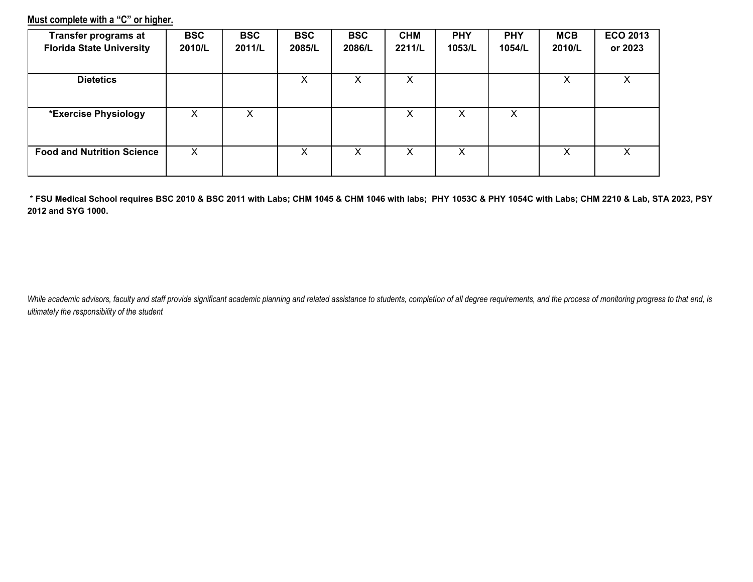**<u>Must complete with a "C" or higher.</u>**

| Transfer programs at Florida State University | BSC 2010/L | BSC 2011/L | BSC 2085/L | BSC 2086/L | CHM 2211/L | PHY 1053/L | PHY 1054/L | MCB 2010/L | ECO 2013 or 2023 |
|---|---|---|---|---|---|---|---|---|---|
| **Dietetics** | | | X | X | X | | | X | X |
| **\*Exercise Physiology** | X | X | | | X | X | X | | |
| **Food and Nutrition Science** | X | | X | X | X | X | | X | X |

**\* FSU Medical School requires BSC 2010 & BSC 2011 with Labs; CHM 1045 & CHM 1046 with labs; PHY 1053C & PHY 1054C with Labs; CHM 2210 & Lab, STA 2023, PSY 2012 and SYG 1000.**

*While academic advisors, faculty and staff provide significant academic planning and related assistance to students, completion of all degree requirements, and the process of monitoring progress to that end, is ultimately the responsibility of the student*